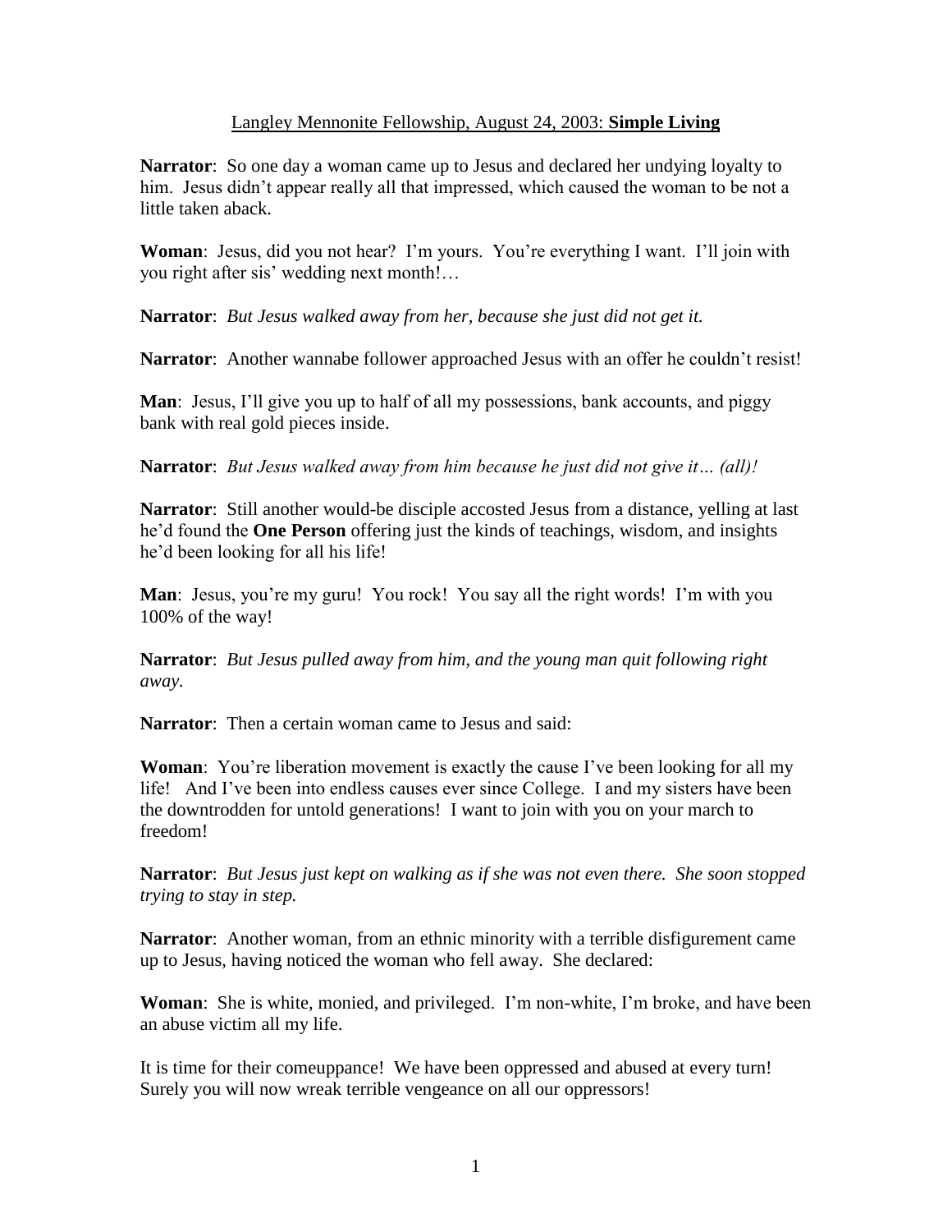Langley Mennonite Fellowship, August 24, 2003: **Simple Living**

**Narrator**: So one day a woman came up to Jesus and declared her undying loyalty to him. Jesus didn't appear really all that impressed, which caused the woman to be not a little taken aback.

**Woman**: Jesus, did you not hear? I'm yours. You're everything I want. I'll join with you right after sis' wedding next month!…

**Narrator**: *But Jesus walked away from her, because she just did not get it.*

**Narrator**: Another wannabe follower approached Jesus with an offer he couldn't resist!

**Man**: Jesus, I'll give you up to half of all my possessions, bank accounts, and piggy bank with real gold pieces inside.

**Narrator**: *But Jesus walked away from him because he just did not give it… (all)!*

**Narrator**: Still another would-be disciple accosted Jesus from a distance, yelling at last he'd found the **One Person** offering just the kinds of teachings, wisdom, and insights he'd been looking for all his life!

**Man**: Jesus, you're my guru! You rock! You say all the right words! I'm with you 100% of the way!

**Narrator**: *But Jesus pulled away from him, and the young man quit following right away.*

**Narrator**: Then a certain woman came to Jesus and said:

**Woman**: You're liberation movement is exactly the cause I've been looking for all my life! And I've been into endless causes ever since College. I and my sisters have been the downtrodden for untold generations! I want to join with you on your march to freedom!

**Narrator**: *But Jesus just kept on walking as if she was not even there. She soon stopped trying to stay in step.*

**Narrator**: Another woman, from an ethnic minority with a terrible disfigurement came up to Jesus, having noticed the woman who fell away. She declared:

**Woman**: She is white, monied, and privileged. I'm non-white, I'm broke, and have been an abuse victim all my life.

It is time for their comeuppance! We have been oppressed and abused at every turn! Surely you will now wreak terrible vengeance on all our oppressors!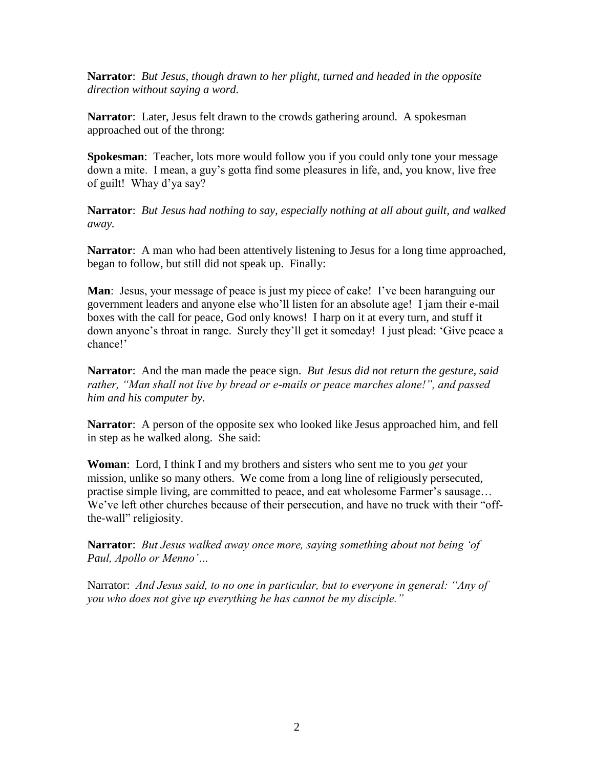**Narrator**: *But Jesus, though drawn to her plight, turned and headed in the opposite direction without saying a word.*

**Narrator**: Later, Jesus felt drawn to the crowds gathering around. A spokesman approached out of the throng:

**Spokesman**: Teacher, lots more would follow you if you could only tone your message down a mite. I mean, a guy's gotta find some pleasures in life, and, you know, live free of guilt! Whay d'ya say?

**Narrator**: *But Jesus had nothing to say, especially nothing at all about guilt, and walked away.*

**Narrator**: A man who had been attentively listening to Jesus for a long time approached, began to follow, but still did not speak up. Finally:

**Man**: Jesus, your message of peace is just my piece of cake! I've been haranguing our government leaders and anyone else who'll listen for an absolute age! I jam their e-mail boxes with the call for peace, God only knows! I harp on it at every turn, and stuff it down anyone's throat in range. Surely they'll get it someday! I just plead: 'Give peace a chance!'

**Narrator**: And the man made the peace sign. *But Jesus did not return the gesture, said rather, "Man shall not live by bread or e-mails or peace marches alone!", and passed him and his computer by.*

**Narrator**: A person of the opposite sex who looked like Jesus approached him, and fell in step as he walked along. She said:

**Woman**: Lord, I think I and my brothers and sisters who sent me to you *get* your mission, unlike so many others. We come from a long line of religiously persecuted, practise simple living, are committed to peace, and eat wholesome Farmer's sausage… We've left other churches because of their persecution, and have no truck with their "off-the-wall" religiosity.

**Narrator**: *But Jesus walked away once more, saying something about not being 'of Paul, Apollo or Menno'…*

Narrator: *And Jesus said, to no one in particular, but to everyone in general: "Any of you who does not give up everything he has cannot be my disciple."*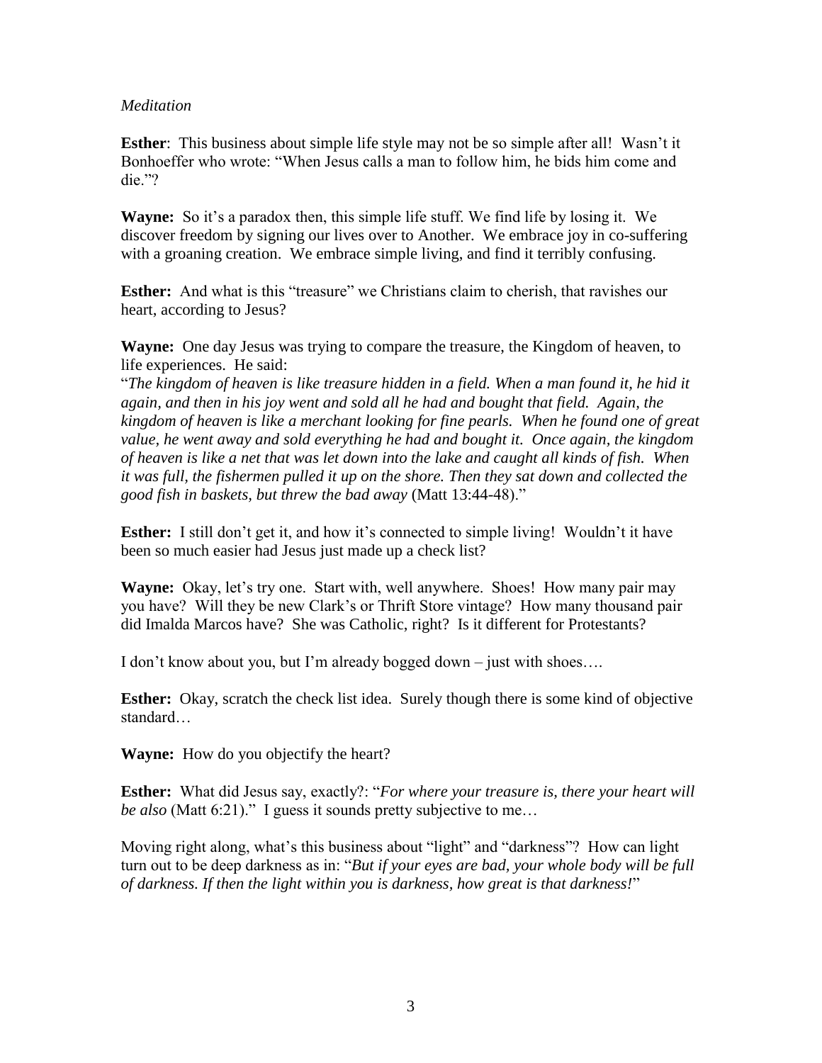*Meditation*

**Esther**: This business about simple life style may not be so simple after all! Wasn't it Bonhoeffer who wrote: "When Jesus calls a man to follow him, he bids him come and die."?

**Wayne:** So it's a paradox then, this simple life stuff. We find life by losing it. We discover freedom by signing our lives over to Another. We embrace joy in co-suffering with a groaning creation. We embrace simple living, and find it terribly confusing.

**Esther:** And what is this "treasure" we Christians claim to cherish, that ravishes our heart, according to Jesus?

**Wayne:** One day Jesus was trying to compare the treasure, the Kingdom of heaven, to life experiences. He said:
"*The kingdom of heaven is like treasure hidden in a field. When a man found it, he hid it again, and then in his joy went and sold all he had and bought that field. Again, the kingdom of heaven is like a merchant looking for fine pearls. When he found one of great value, he went away and sold everything he had and bought it. Once again, the kingdom of heaven is like a net that was let down into the lake and caught all kinds of fish. When it was full, the fishermen pulled it up on the shore. Then they sat down and collected the good fish in baskets, but threw the bad away* (Matt 13:44-48)."

**Esther:** I still don't get it, and how it's connected to simple living! Wouldn't it have been so much easier had Jesus just made up a check list?

**Wayne:** Okay, let's try one. Start with, well anywhere. Shoes! How many pair may you have? Will they be new Clark's or Thrift Store vintage? How many thousand pair did Imalda Marcos have? She was Catholic, right? Is it different for Protestants?

I don't know about you, but I'm already bogged down – just with shoes….

**Esther:** Okay, scratch the check list idea. Surely though there is some kind of objective standard…

**Wayne:** How do you objectify the heart?

**Esther:** What did Jesus say, exactly?: "*For where your treasure is, there your heart will be also* (Matt 6:21)." I guess it sounds pretty subjective to me…

Moving right along, what's this business about "light" and "darkness"? How can light turn out to be deep darkness as in: "*But if your eyes are bad, your whole body will be full of darkness. If then the light within you is darkness, how great is that darkness!*"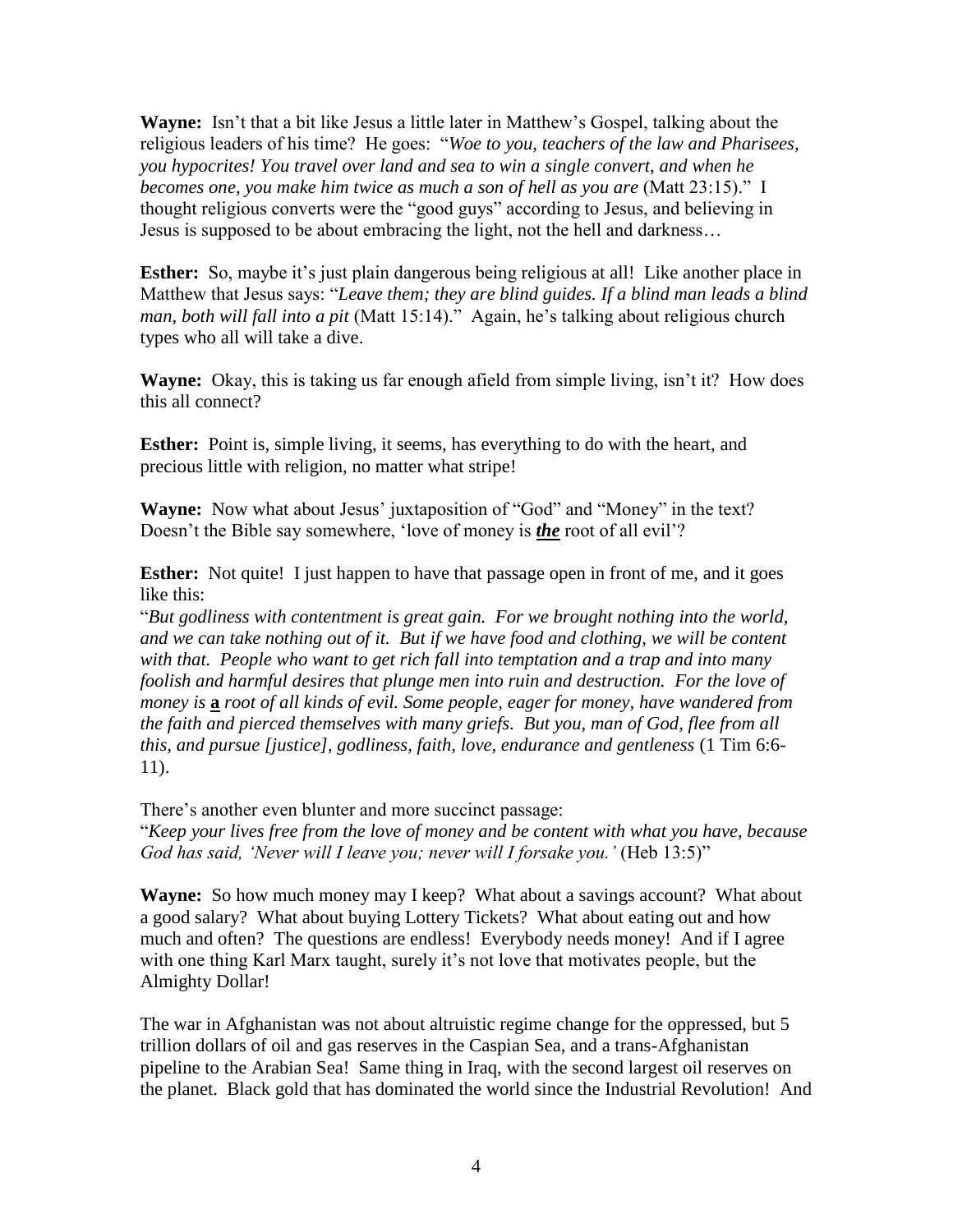**Wayne:** Isn't that a bit like Jesus a little later in Matthew's Gospel, talking about the religious leaders of his time? He goes: "*Woe to you, teachers of the law and Pharisees, you hypocrites! You travel over land and sea to win a single convert, and when he becomes one, you make him twice as much a son of hell as you are* (Matt 23:15)." I thought religious converts were the "good guys" according to Jesus, and believing in Jesus is supposed to be about embracing the light, not the hell and darkness…

**Esther:** So, maybe it's just plain dangerous being religious at all! Like another place in Matthew that Jesus says: "*Leave them; they are blind guides. If a blind man leads a blind man, both will fall into a pit* (Matt 15:14)." Again, he's talking about religious church types who all will take a dive.

**Wayne:** Okay, this is taking us far enough afield from simple living, isn't it? How does this all connect?

**Esther:** Point is, simple living, it seems, has everything to do with the heart, and precious little with religion, no matter what stripe!

**Wayne:** Now what about Jesus' juxtaposition of "God" and "Money" in the text? Doesn't the Bible say somewhere, 'love of money is ***<u>the</u>*** root of all evil'?

**Esther:** Not quite! I just happen to have that passage open in front of me, and it goes like this:
"*But godliness with contentment is great gain. For we brought nothing into the world, and we can take nothing out of it. But if we have food and clothing, we will be content with that. People who want to get rich fall into temptation and a trap and into many foolish and harmful desires that plunge men into ruin and destruction. For the love of money is* **<u>a</u>** *root of all kinds of evil. Some people, eager for money, have wandered from the faith and pierced themselves with many griefs. But you, man of God, flee from all this, and pursue [justice], godliness, faith, love, endurance and gentleness* (1 Tim 6:6-11).

There's another even blunter and more succinct passage:
"*Keep your lives free from the love of money and be content with what you have, because God has said, 'Never will I leave you; never will I forsake you.'* (Heb 13:5)"

**Wayne:** So how much money may I keep? What about a savings account? What about a good salary? What about buying Lottery Tickets? What about eating out and how much and often? The questions are endless! Everybody needs money! And if I agree with one thing Karl Marx taught, surely it's not love that motivates people, but the Almighty Dollar!

The war in Afghanistan was not about altruistic regime change for the oppressed, but 5 trillion dollars of oil and gas reserves in the Caspian Sea, and a trans-Afghanistan pipeline to the Arabian Sea! Same thing in Iraq, with the second largest oil reserves on the planet. Black gold that has dominated the world since the Industrial Revolution! And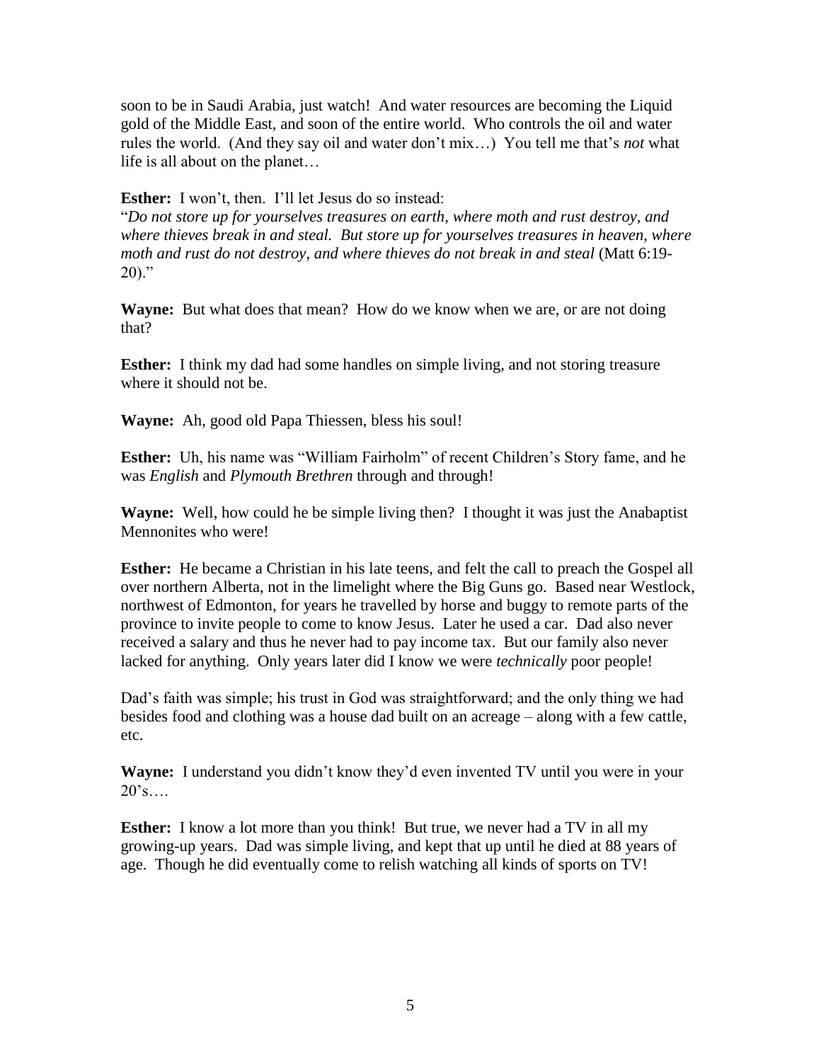soon to be in Saudi Arabia, just watch! And water resources are becoming the Liquid gold of the Middle East, and soon of the entire world. Who controls the oil and water rules the world. (And they say oil and water don't mix…) You tell me that's *not* what life is all about on the planet…

**Esther:** I won't, then. I'll let Jesus do so instead:
"*Do not store up for yourselves treasures on earth, where moth and rust destroy, and where thieves break in and steal. But store up for yourselves treasures in heaven, where moth and rust do not destroy, and where thieves do not break in and steal* (Matt 6:19-20)."

**Wayne:** But what does that mean? How do we know when we are, or are not doing that?

**Esther:** I think my dad had some handles on simple living, and not storing treasure where it should not be.

**Wayne:** Ah, good old Papa Thiessen, bless his soul!

**Esther:** Uh, his name was "William Fairholm" of recent Children's Story fame, and he was *English* and *Plymouth Brethren* through and through!

**Wayne:** Well, how could he be simple living then? I thought it was just the Anabaptist Mennonites who were!

**Esther:** He became a Christian in his late teens, and felt the call to preach the Gospel all over northern Alberta, not in the limelight where the Big Guns go. Based near Westlock, northwest of Edmonton, for years he travelled by horse and buggy to remote parts of the province to invite people to come to know Jesus. Later he used a car. Dad also never received a salary and thus he never had to pay income tax. But our family also never lacked for anything. Only years later did I know we were *technically* poor people!

Dad's faith was simple; his trust in God was straightforward; and the only thing we had besides food and clothing was a house dad built on an acreage – along with a few cattle, etc.

**Wayne:** I understand you didn't know they'd even invented TV until you were in your 20's….

**Esther:** I know a lot more than you think! But true, we never had a TV in all my growing-up years. Dad was simple living, and kept that up until he died at 88 years of age. Though he did eventually come to relish watching all kinds of sports on TV!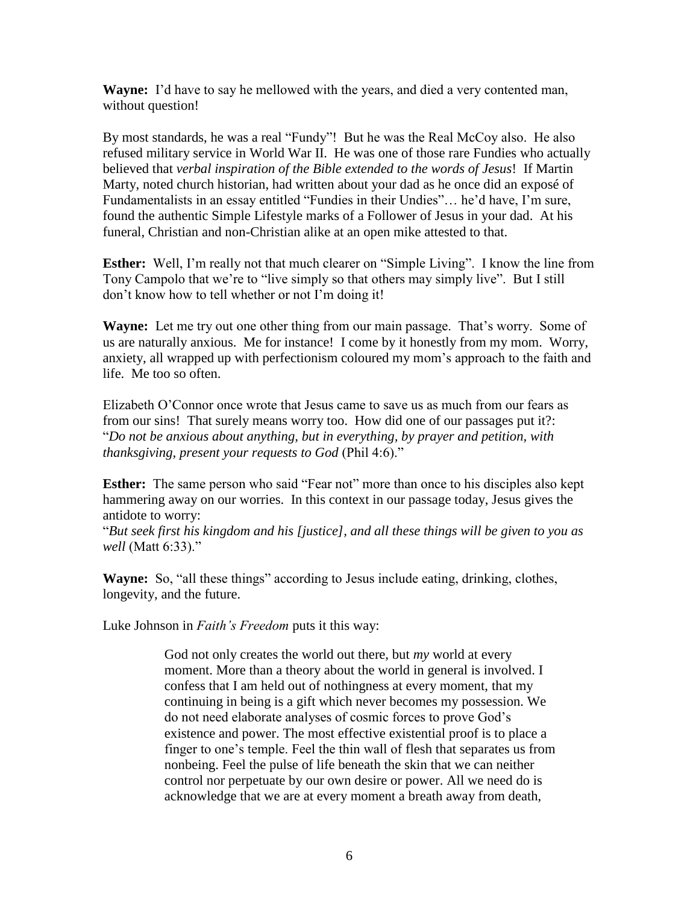**Wayne:** I'd have to say he mellowed with the years, and died a very contented man, without question!

By most standards, he was a real "Fundy"! But he was the Real McCoy also. He also refused military service in World War II. He was one of those rare Fundies who actually believed that *verbal inspiration of the Bible extended to the words of Jesus*! If Martin Marty, noted church historian, had written about your dad as he once did an exposé of Fundamentalists in an essay entitled "Fundies in their Undies"… he'd have, I'm sure, found the authentic Simple Lifestyle marks of a Follower of Jesus in your dad. At his funeral, Christian and non-Christian alike at an open mike attested to that.

**Esther:** Well, I'm really not that much clearer on "Simple Living". I know the line from Tony Campolo that we're to "live simply so that others may simply live". But I still don't know how to tell whether or not I'm doing it!

**Wayne:** Let me try out one other thing from our main passage. That's worry. Some of us are naturally anxious. Me for instance! I come by it honestly from my mom. Worry, anxiety, all wrapped up with perfectionism coloured my mom's approach to the faith and life. Me too so often.

Elizabeth O'Connor once wrote that Jesus came to save us as much from our fears as from our sins! That surely means worry too. How did one of our passages put it?: "*Do not be anxious about anything, but in everything, by prayer and petition, with thanksgiving, present your requests to God* (Phil 4:6)."

**Esther:** The same person who said "Fear not" more than once to his disciples also kept hammering away on our worries. In this context in our passage today, Jesus gives the antidote to worry:
"*But seek first his kingdom and his [justice], and all these things will be given to you as well* (Matt 6:33)."

**Wayne:** So, "all these things" according to Jesus include eating, drinking, clothes, longevity, and the future.

Luke Johnson in *Faith's Freedom* puts it this way:

> God not only creates the world out there, but *my* world at every moment. More than a theory about the world in general is involved. I confess that I am held out of nothingness at every moment, that my continuing in being is a gift which never becomes my possession. We do not need elaborate analyses of cosmic forces to prove God's existence and power. The most effective existential proof is to place a finger to one's temple. Feel the thin wall of flesh that separates us from nonbeing. Feel the pulse of life beneath the skin that we can neither control nor perpetuate by our own desire or power. All we need do is acknowledge that we are at every moment a breath away from death,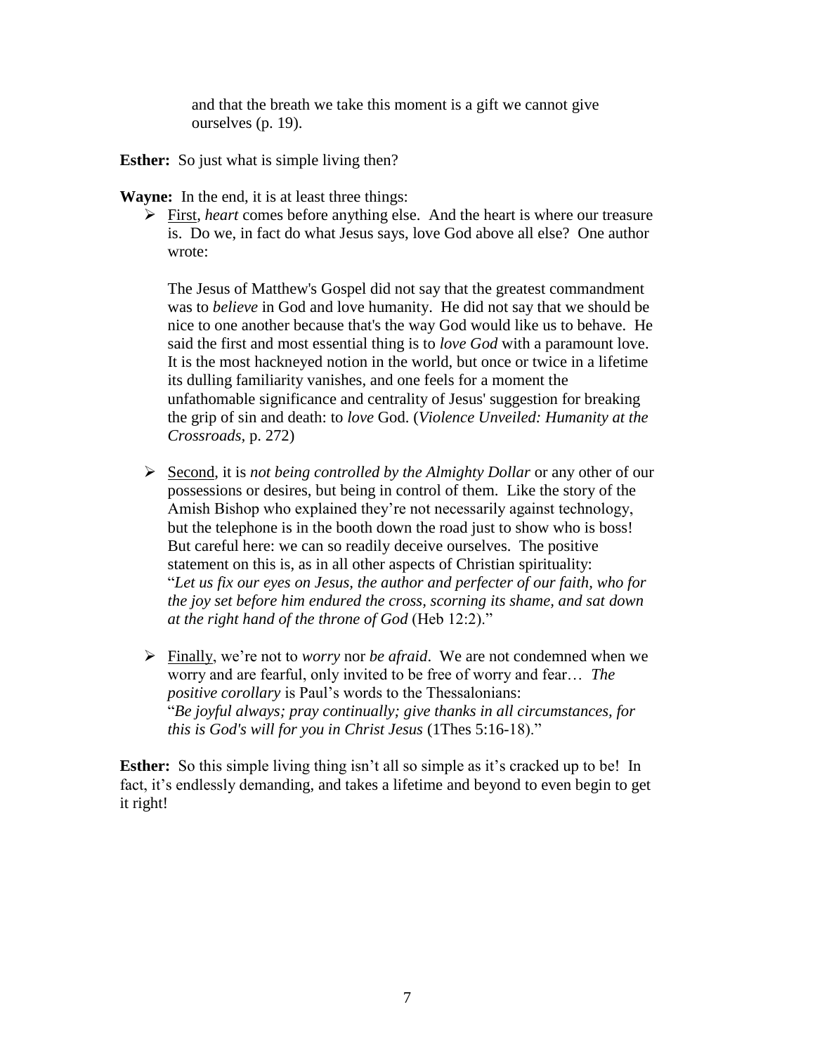> and that the breath we take this moment is a gift we cannot give ourselves (p. 19).

**Esther:** So just what is simple living then?

**Wayne:** In the end, it is at least three things:

- First, *heart* comes before anything else. And the heart is where our treasure is. Do we, in fact do what Jesus says, love God above all else? One author wrote:

  The Jesus of Matthew's Gospel did not say that the greatest commandment was to *believe* in God and love humanity. He did not say that we should be nice to one another because that's the way God would like us to behave. He said the first and most essential thing is to *love God* with a paramount love. It is the most hackneyed notion in the world, but once or twice in a lifetime its dulling familiarity vanishes, and one feels for a moment the unfathomable significance and centrality of Jesus' suggestion for breaking the grip of sin and death: to *love* God. (*Violence Unveiled: Humanity at the Crossroads*, p. 272)

- Second, it is *not being controlled by the Almighty Dollar* or any other of our possessions or desires, but being in control of them. Like the story of the Amish Bishop who explained they're not necessarily against technology, but the telephone is in the booth down the road just to show who is boss! But careful here: we can so readily deceive ourselves. The positive statement on this is, as in all other aspects of Christian spirituality: "*Let us fix our eyes on Jesus, the author and perfecter of our faith, who for the joy set before him endured the cross, scorning its shame, and sat down at the right hand of the throne of God* (Heb 12:2)."

- Finally, we're not to *worry* nor *be afraid*. We are not condemned when we worry and are fearful, only invited to be free of worry and fear… *The positive corollary* is Paul's words to the Thessalonians: "*Be joyful always; pray continually; give thanks in all circumstances, for this is God's will for you in Christ Jesus* (1Thes 5:16-18)."

**Esther:** So this simple living thing isn't all so simple as it's cracked up to be! In fact, it's endlessly demanding, and takes a lifetime and beyond to even begin to get it right!